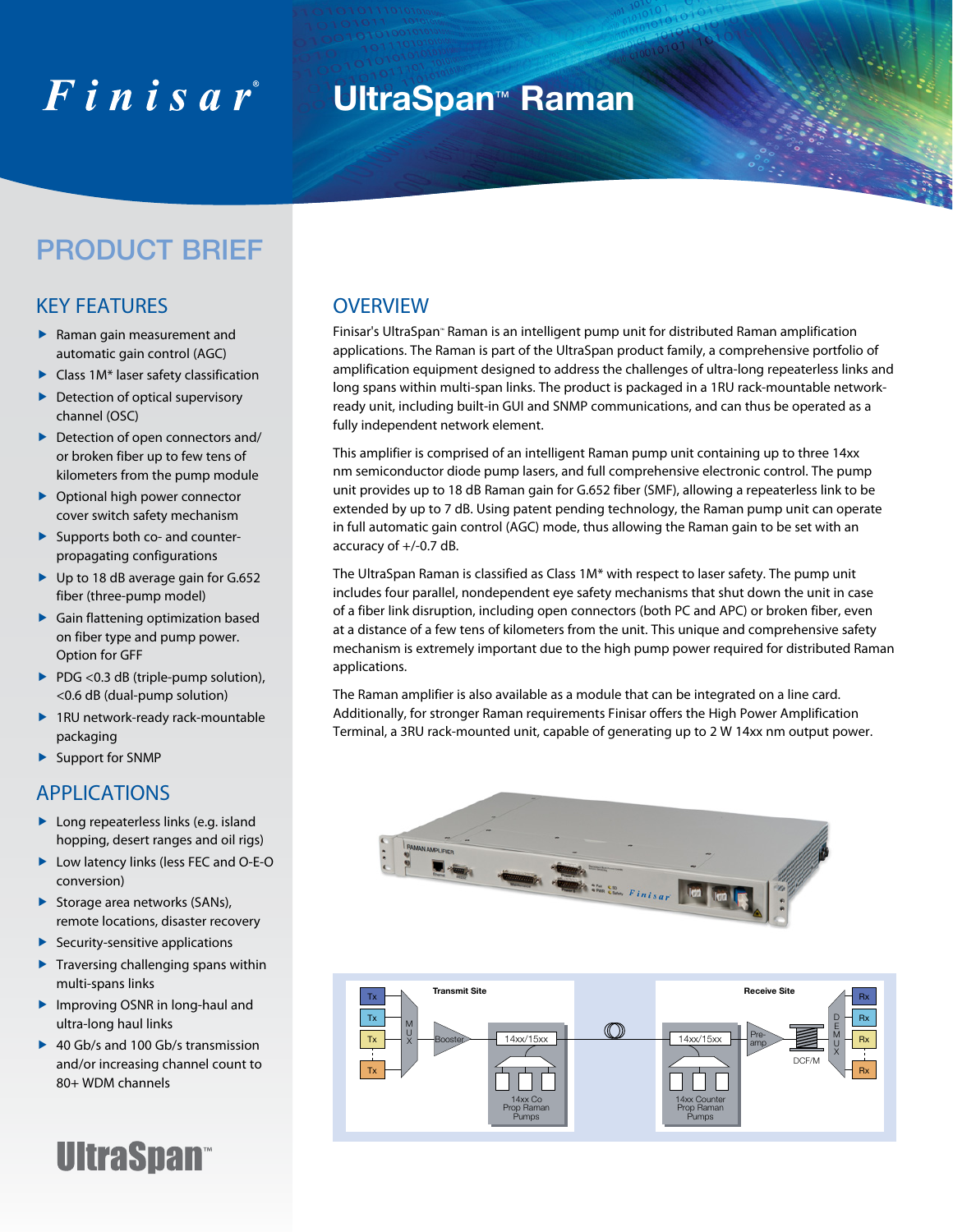# Finisar

# UltraSpan™ Raman

## PRODUCT BRIEF

### KEY FEATURES

- Raman gain measurement and automatic gain control (AGC)
- Class 1M* laser safety classification
- Detection of optical supervisory channel (OSC)
- Detection of open connectors and/ or broken fiber up to few tens of kilometers from the pump module
- Optional high power connector cover switch safety mechanism
- Supports both co- and counter-propagating configurations
- Up to 18 dB average gain for G.652 fiber (three-pump model)
- Gain flattening optimization based on fiber type and pump power. Option for GFF
- PDG <0.3 dB (triple-pump solution), <0.6 dB (dual-pump solution)
- 1RU network-ready rack-mountable packaging
- Support for SNMP

### APPLICATIONS

- Long repeaterless links (e.g. island hopping, desert ranges and oil rigs)
- Low latency links (less FEC and O-E-O conversion)
- Storage area networks (SANs), remote locations, disaster recovery
- Security-sensitive applications
- Traversing challenging spans within multi-spans links
- Improving OSNR in long-haul and ultra-long haul links
- 40 Gb/s and 100 Gb/s transmission and/or increasing channel count to 80+ WDM channels

UltraSpan™

### OVERVIEW

Finisar's UltraSpan™ Raman is an intelligent pump unit for distributed Raman amplification applications. The Raman is part of the UltraSpan product family, a comprehensive portfolio of amplification equipment designed to address the challenges of ultra-long repeaterless links and long spans within multi-span links. The product is packaged in a 1RU rack-mountable network-ready unit, including built-in GUI and SNMP communications, and can thus be operated as a fully independent network element.

This amplifier is comprised of an intelligent Raman pump unit containing up to three 14xx nm semiconductor diode pump lasers, and full comprehensive electronic control. The pump unit provides up to 18 dB Raman gain for G.652 fiber (SMF), allowing a repeaterless link to be extended by up to 7 dB. Using patent pending technology, the Raman pump unit can operate in full automatic gain control (AGC) mode, thus allowing the Raman gain to be set with an accuracy of +/-0.7 dB.

The UltraSpan Raman is classified as Class 1M* with respect to laser safety. The pump unit includes four parallel, nondependent eye safety mechanisms that shut down the unit in case of a fiber link disruption, including open connectors (both PC and APC) or broken fiber, even at a distance of a few tens of kilometers from the unit. This unique and comprehensive safety mechanism is extremely important due to the high pump power required for distributed Raman applications.

The Raman amplifier is also available as a module that can be integrated on a line card. Additionally, for stronger Raman requirements Finisar offers the High Power Amplification Terminal, a 3RU rack-mounted unit, capable of generating up to 2 W 14xx nm output power.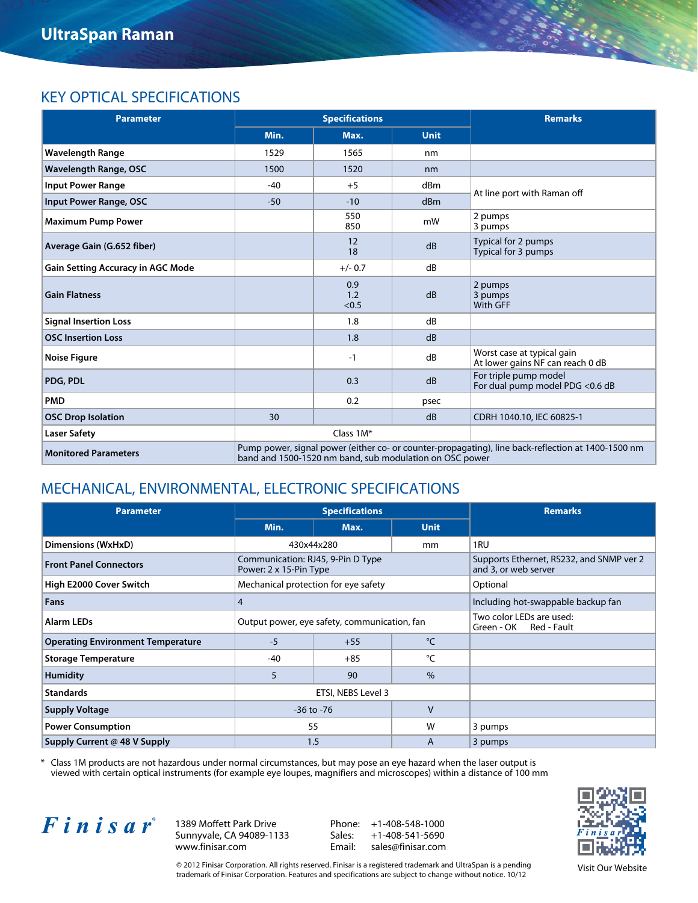# UltraSpan Raman

## KEY OPTICAL SPECIFICATIONS

| Parameter | Specifications | | | Remarks |
|---|---|---|---|---|
| | Min. | Max. | Unit | |
| Wavelength Range | 1529 | 1565 | nm | |
| Wavelength Range, OSC | 1500 | 1520 | nm | |
| Input Power Range | -40 | +5 | dBm | At line port with Raman off |
| Input Power Range, OSC | -50 | -10 | dBm | At line port with Raman off |
| Maximum Pump Power | | 550<br>850 | mW | 2 pumps<br>3 pumps |
| Average Gain (G.652 fiber) | | 12<br>18 | dB | Typical for 2 pumps<br>Typical for 3 pumps |
| Gain Setting Accuracy in AGC Mode | | +/- 0.7 | dB | |
| Gain Flatness | | 0.9<br>1.2<br><0.5 | dB | 2 pumps<br>3 pumps<br>With GFF |
| Signal Insertion Loss | | 1.8 | dB | |
| OSC Insertion Loss | | 1.8 | dB | |
| Noise Figure | | -1 | dB | Worst case at typical gain<br>At lower gains NF can reach 0 dB |
| PDG, PDL | | 0.3 | dB | For triple pump model<br>For dual pump model PDG <0.6 dB |
| PMD | | 0.2 | psec | |
| OSC Drop Isolation | 30 | | dB | CDRH 1040.10, IEC 60825-1 |
| Laser Safety | Class 1M* | | | |
| Monitored Parameters | Pump power, signal power (either co- or counter-propagating), line back-reflection at 1400-1500 nm band and 1500-1520 nm band, sub modulation on OSC power | | | |

## MECHANICAL, ENVIRONMENTAL, ELECTRONIC SPECIFICATIONS

| Parameter | Specifications | | | Remarks |
|---|---|---|---|---|
| | Min. | Max. | Unit | |
| Dimensions (WxHxD) | 430x44x280 | | mm | 1RU |
| Front Panel Connectors | Communication: RJ45, 9-Pin D Type<br>Power: 2 x 15-Pin Type | | | Supports Ethernet, RS232, and SNMP ver 2 and 3, or web server |
| High E2000 Cover Switch | Mechanical protection for eye safety | | | Optional |
| Fans | 4 | | | Including hot-swappable backup fan |
| Alarm LEDs | Output power, eye safety, communication, fan | | | Two color LEDs are used:<br>Green - OK Red - Fault |
| Operating Environment Temperature | -5 | +55 | °C | |
| Storage Temperature | -40 | +85 | °C | |
| Humidity | 5 | 90 | % | |
| Standards | ETSI, NEBS Level 3 | | | |
| Supply Voltage | -36 to -76 | | V | |
| Power Consumption | 55 | | W | 3 pumps |
| Supply Current @ 48 V Supply | 1.5 | | A | 3 pumps |

\* Class 1M products are not hazardous under normal circumstances, but may pose an eye hazard when the laser output is viewed with certain optical instruments (for example eye loupes, magnifiers and microscopes) within a distance of 100 mm

Finisar

1389 Moffett Park Drive
Sunnyvale, CA 94089-1133
www.finisar.com

Phone: +1-408-548-1000
Sales: +1-408-541-5690
Email: sales@finisar.com

Visit Our Website

© 2012 Finisar Corporation. All rights reserved. Finisar is a registered trademark and UltraSpan is a pending trademark of Finisar Corporation. Features and specifications are subject to change without notice. 10/12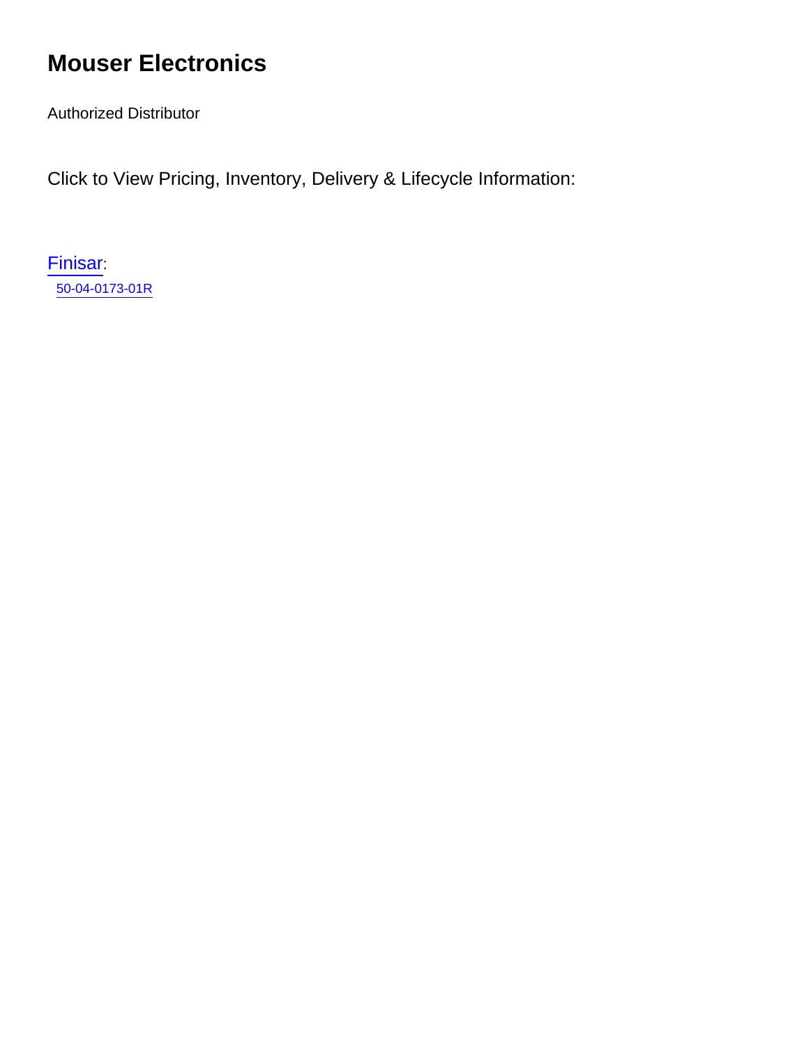# Mouser Electronics

Authorized Distributor

Click to View Pricing, Inventory, Delivery & Lifecycle Information:

Finisar:

50-04-0173-01R